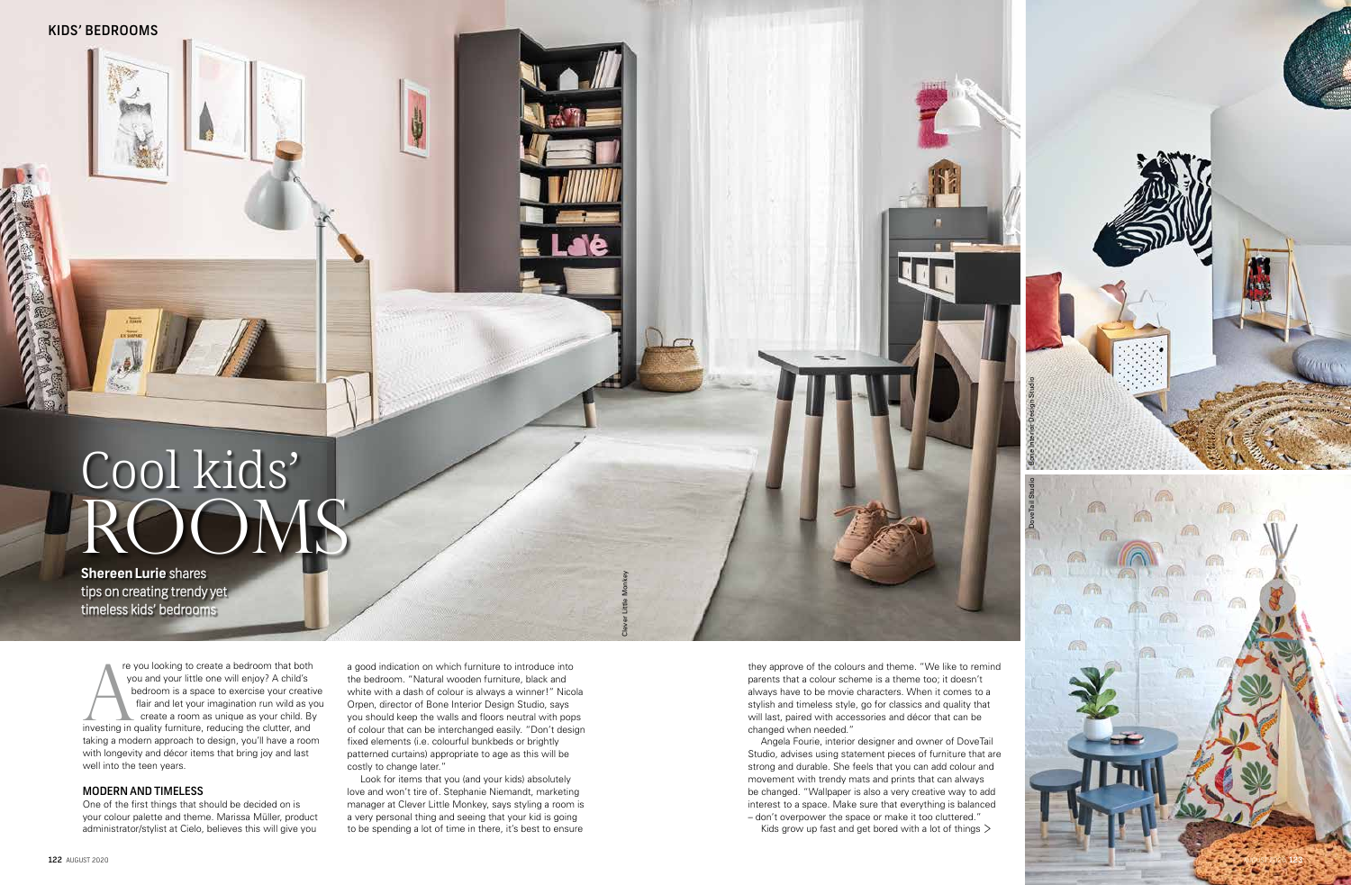# Cool kids' ROOMS

**Shereen Lurie** shares tips on creating trendy yet timeless kids' bedrooms

Are you looking to create a bedroom that both you and your little one will enjoy? A child's bedroom is a space to exercise your creative flair and let your imagination run wild as you create a room as unique as your child. By investing in quality furniture, reducing the clutter, and taking a modern approach to design, you'll have a room with longevity and décor items that bring joy and last well into the teen years.

## MODERN AND TIMELESS

One of the first things that should be decided on is your colour palette and theme. Marissa Müller, product administrator/stylist at Cielo, believes this will give you a good indication on which furniture to introduce into the bedroom. "Natural wooden furniture, black and white with a dash of colour is always a winner!" Nicola Orpen, director of Bone Interior Design Studio, says you should keep the walls and floors neutral with pops of colour that can be interchanged easily. "Don't design fixed elements (i.e. colourful bunkbeds or brightly patterned curtains) appropriate to age as this will be costly to change later."

Look for items that you (and your kids) absolutely love and won't tire of. Stephanie Niemandt, marketing manager at Clever Little Monkey, says styling a room is a very personal thing and seeing that your kid is going to be spending a lot of time in there, it's best to ensure they approve of the colours and theme. "We like to remind parents that a colour scheme is a theme too; it doesn't always have to be movie characters. When it comes to a stylish and timeless style, go for classics and quality that will last, paired with accessories and décor that can be changed when needed."

Angela Fourie, interior designer and owner of DoveTail Studio, advises using statement pieces of furniture that are strong and durable. She feels that you can add colour and movement with trendy mats and prints that can always be changed. "Wallpaper is also a very creative way to add interest to a space. Make sure that everything is balanced – don't overpower the space or make it too cluttered."

Kids grow up fast and get bored with a lot of things >

Clever Little Monkey

Bone Interior Design Studio

DoveTail Studio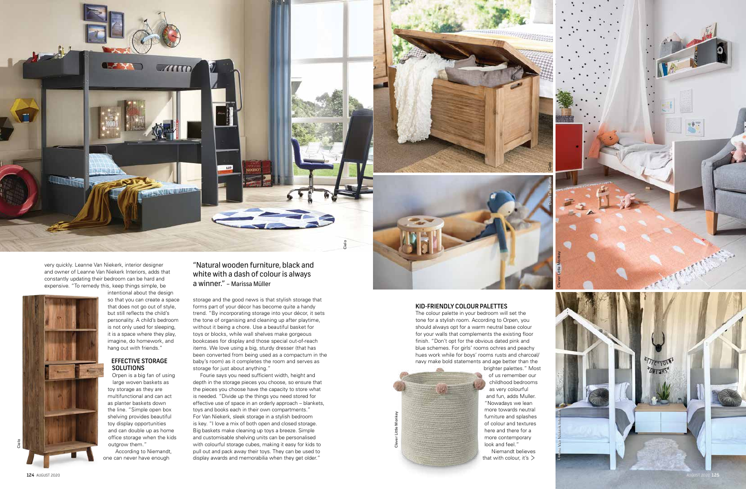very quickly. Leanne Van Niekerk, interior designer and owner of Leanne Van Niekerk Interiors, adds that constantly updating their bedroom can be hard and expensive. "To remedy this, keep things simple, be intentional about the design so that you can create a space that does not go out of style, but still reflects the child's personality. A child's bedroom is not only used for sleeping, it is a space where they play, imagine, do homework, and hang out with friends."

### EFFECTIVE STORAGE SOLUTIONS

Orpen is a big fan of using large woven baskets as toy storage as they are multifunctional and can act as planter baskets down the line. "Simple open box shelving provides beautiful toy display opportunities and can double up as home office storage when the kids outgrow them."

According to Niemandt, one can never have enough storage and the good news is that stylish storage that forms part of your décor has become quite a handy trend. "By incorporating storage into your décor, it sets the tone of organising and cleaning up after playtime, without it being a chore. Use a beautiful basket for toys or blocks, while wall shelves make gorgeous bookcases for display and those special out-of-reach items. We love using a big, sturdy dresser (that has been converted from being used as a compactum in the baby's room) as it completes the room and serves as storage for just about anything."

Fourie says you need sufficient width, height and depth in the storage pieces you choose, so ensure that the pieces you choose have the capacity to store what is needed. "Divide up the things you need stored for effective use of space in an orderly approach – blankets, toys and books each in their own compartments." For Van Niekerk, sleek storage in a stylish bedroom is key. "I love a mix of both open and closed storage. Big baskets make cleaning up toys a breeze. Simple and customisable shelving units can be personalised with colourful storage cubes, making it easy for kids to pull out and pack away their toys. They can be used to display awards and memorabilia when they get older."

> "Natural wooden furniture, black and white with a dash of colour is always a winner." – Marissa Müller

### KID-FRIENDLY COLOUR PALETTES

The colour palette in your bedroom will set the tone for a stylish room. According to Orpen, you should always opt for a warm neutral base colour for your walls that complements the existing floor finish. "Don't opt for the obvious dated pink and blue schemes. For girls' rooms ochres and peachy hues work while for boys' rooms rusts and charcoal/navy make bold statements and age better than the brighter palettes." Most of us remember our childhood bedrooms as very colourful and fun, adds Muller. "Nowadays we lean more towards neutral furniture and splashes of colour and textures here and there for a more contemporary look and feel."

Niemandt believes that with colour, it's >

Cielo

Cielo

Cielo

Dovetail Studio

Clever Little Monkey

Clever Little Monkey

Leanne Van Niekerk Interiors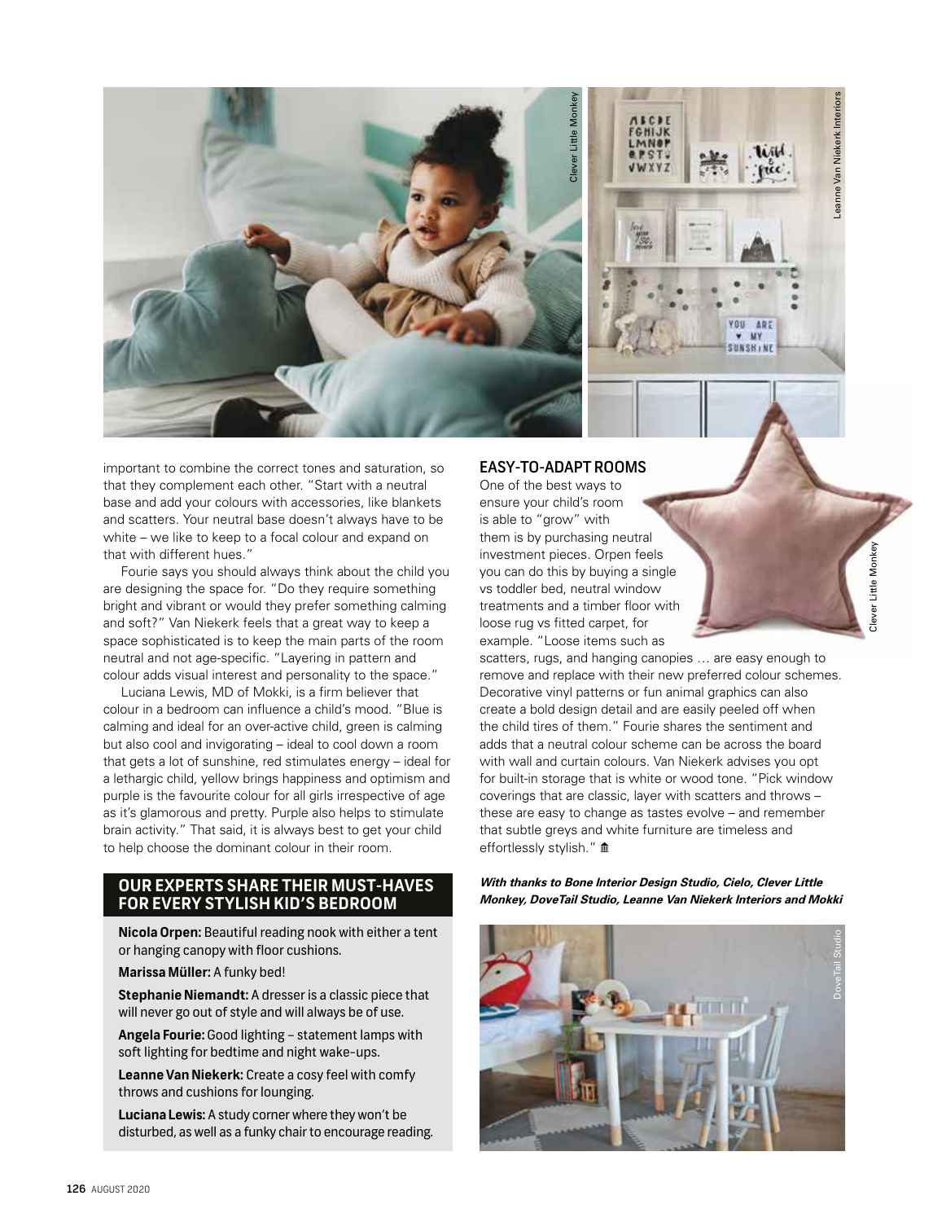important to combine the correct tones and saturation, so that they complement each other. "Start with a neutral base and add your colours with accessories, like blankets and scatters. Your neutral base doesn't always have to be white – we like to keep to a focal colour and expand on that with different hues."

Fourie says you should always think about the child you are designing the space for. "Do they require something bright and vibrant or would they prefer something calming and soft?" Van Niekerk feels that a great way to keep a space sophisticated is to keep the main parts of the room neutral and not age-specific. "Layering in pattern and colour adds visual interest and personality to the space."

Luciana Lewis, MD of Mokki, is a firm believer that colour in a bedroom can influence a child's mood. "Blue is calming and ideal for an over-active child, green is calming but also cool and invigorating – ideal to cool down a room that gets a lot of sunshine, red stimulates energy – ideal for a lethargic child, yellow brings happiness and optimism and purple is the favourite colour for all girls irrespective of age as it's glamorous and pretty. Purple also helps to stimulate brain activity." That said, it is always best to get your child to help choose the dominant colour in their room.

## OUR EXPERTS SHARE THEIR MUST-HAVES FOR EVERY STYLISH KID'S BEDROOM

**Nicola Orpen:** Beautiful reading nook with either a tent or hanging canopy with floor cushions.

**Marissa Müller:** A funky bed!

**Stephanie Niemandt:** A dresser is a classic piece that will never go out of style and will always be of use.

**Angela Fourie:** Good lighting – statement lamps with soft lighting for bedtime and night wake-ups.

**Leanne Van Niekerk:** Create a cosy feel with comfy throws and cushions for lounging.

**Luciana Lewis:** A study corner where they won't be disturbed, as well as a funky chair to encourage reading.

## EASY-TO-ADAPT ROOMS

One of the best ways to ensure your child's room is able to "grow" with them is by purchasing neutral investment pieces. Orpen feels you can do this by buying a single vs toddler bed, neutral window treatments and a timber floor with loose rug vs fitted carpet, for example. "Loose items such as scatters, rugs, and hanging canopies … are easy enough to remove and replace with their new preferred colour schemes. Decorative vinyl patterns or fun animal graphics can also create a bold design detail and are easily peeled off when the child tires of them." Fourie shares the sentiment and adds that a neutral colour scheme can be across the board with wall and curtain colours. Van Niekerk advises you opt for built-in storage that is white or wood tone. "Pick window coverings that are classic, layer with scatters and throws – these are easy to change as tastes evolve – and remember that subtle greys and white furniture are timeless and effortlessly stylish."

***With thanks to Bone Interior Design Studio, Cielo, Clever Little Monkey, DoveTail Studio, Leanne Van Niekerk Interiors and Mokki***

Clever Little Monkey

Leanne Van Niekerk Interiors

Clever Little Monkey

DoveTail Studio